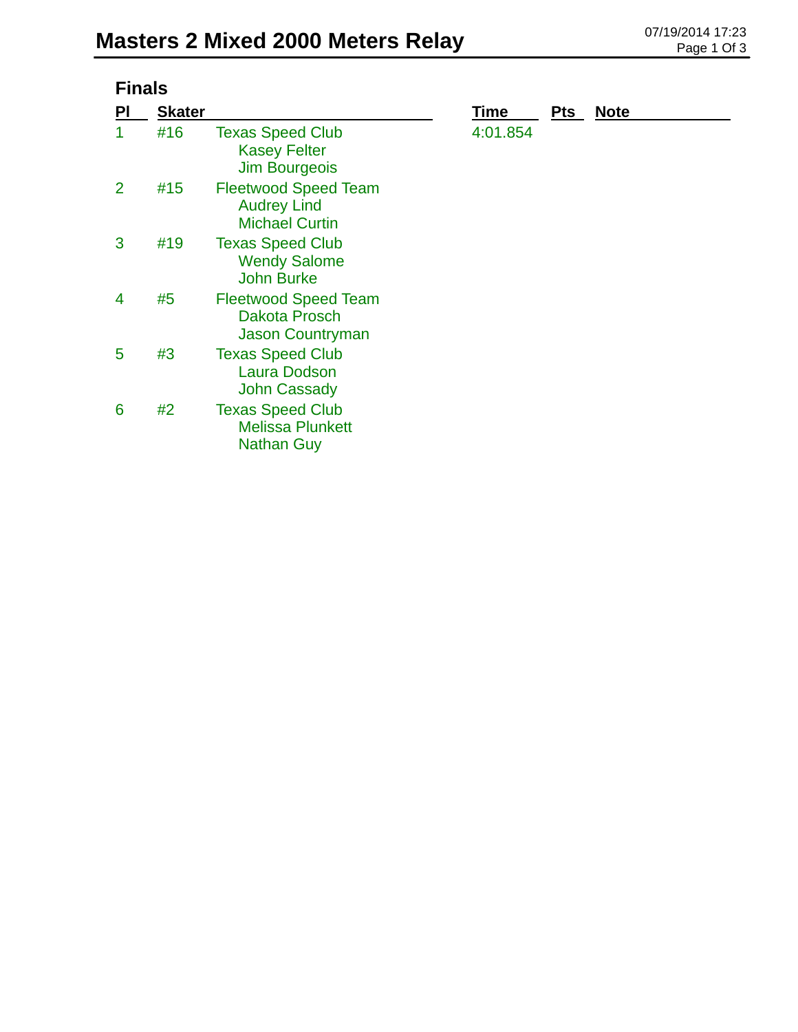# Masters 2 Mixed 2000 Meters Relay

## Finals

| Pl | Skater | | Time | Pts | Note |
|---|---|---|---|---|---|
| 1 | #16 | Texas Speed Club<br>Kasey Felter<br>Jim Bourgeois | 4:01.854 | | |
| 2 | #15 | Fleetwood Speed Team<br>Audrey Lind<br>Michael Curtin | | | |
| 3 | #19 | Texas Speed Club<br>Wendy Salome<br>John Burke | | | |
| 4 | #5 | Fleetwood Speed Team<br>Dakota Prosch<br>Jason Countryman | | | |
| 5 | #3 | Texas Speed Club<br>Laura Dodson<br>John Cassady | | | |
| 6 | #2 | Texas Speed Club<br>Melissa Plunkett<br>Nathan Guy | | | |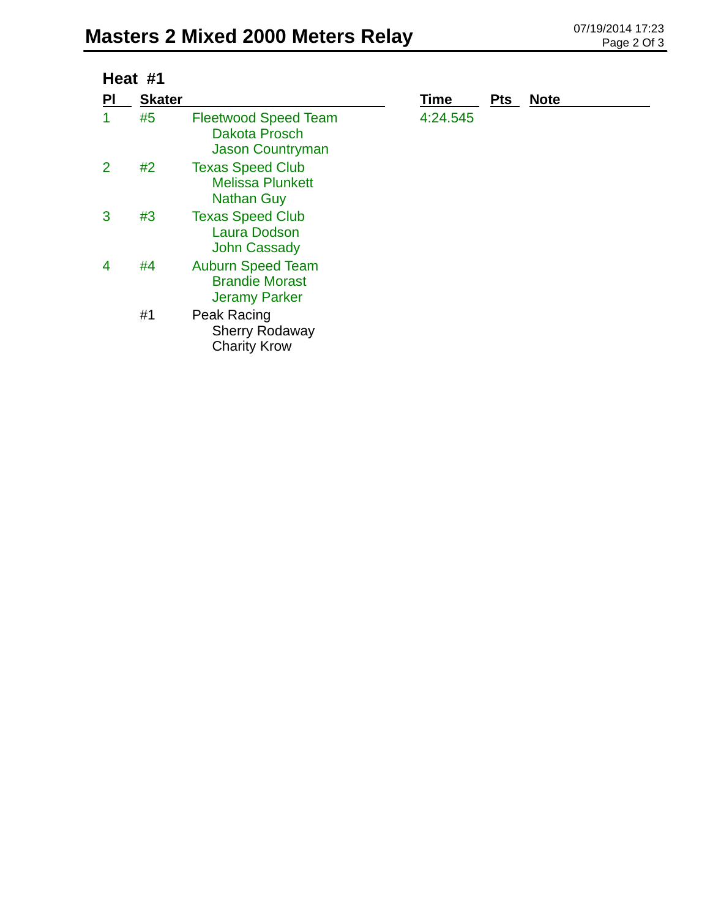# Masters 2 Mixed 2000 Meters Relay

## Heat #1

| Pl | Skater | | Time | Pts | Note |
|---|---|---|---|---|---|
| 1 | #5 | Fleetwood Speed Team<br>Dakota Prosch<br>Jason Countryman | 4:24.545 | | |
| 2 | #2 | Texas Speed Club<br>Melissa Plunkett<br>Nathan Guy | | | |
| 3 | #3 | Texas Speed Club<br>Laura Dodson<br>John Cassady | | | |
| 4 | #4 | Auburn Speed Team<br>Brandie Morast<br>Jeramy Parker | | | |
| | #1 | Peak Racing<br>Sherry Rodaway<br>Charity Krow | | | |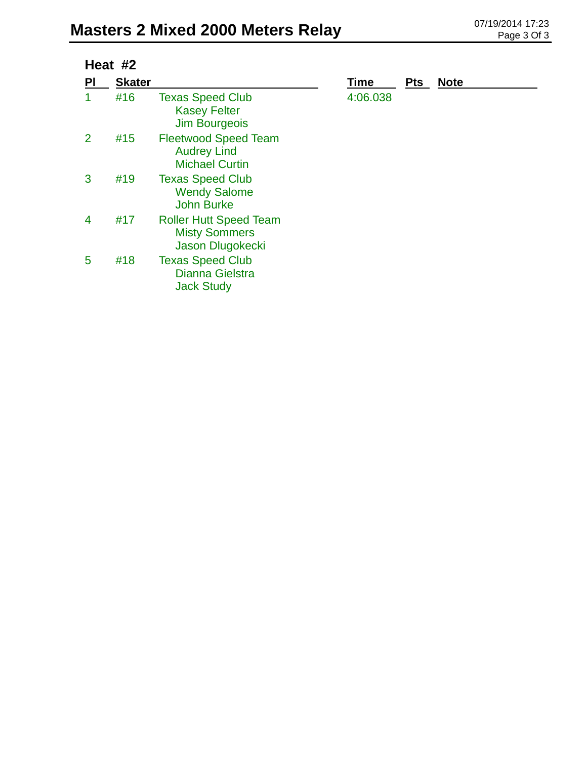# Masters 2 Mixed 2000 Meters Relay

07/19/2014 17:23

## Heat #2

| Pl | Skater | | Time | Pts | Note |
|---|---|---|---|---|---|
| 1 | #16 | Texas Speed Club<br>Kasey Felter<br>Jim Bourgeois | 4:06.038 | | |
| 2 | #15 | Fleetwood Speed Team<br>Audrey Lind<br>Michael Curtin | | | |
| 3 | #19 | Texas Speed Club<br>Wendy Salome<br>John Burke | | | |
| 4 | #17 | Roller Hutt Speed Team<br>Misty Sommers<br>Jason Dlugokecki | | | |
| 5 | #18 | Texas Speed Club<br>Dianna Gielstra<br>Jack Study | | | |